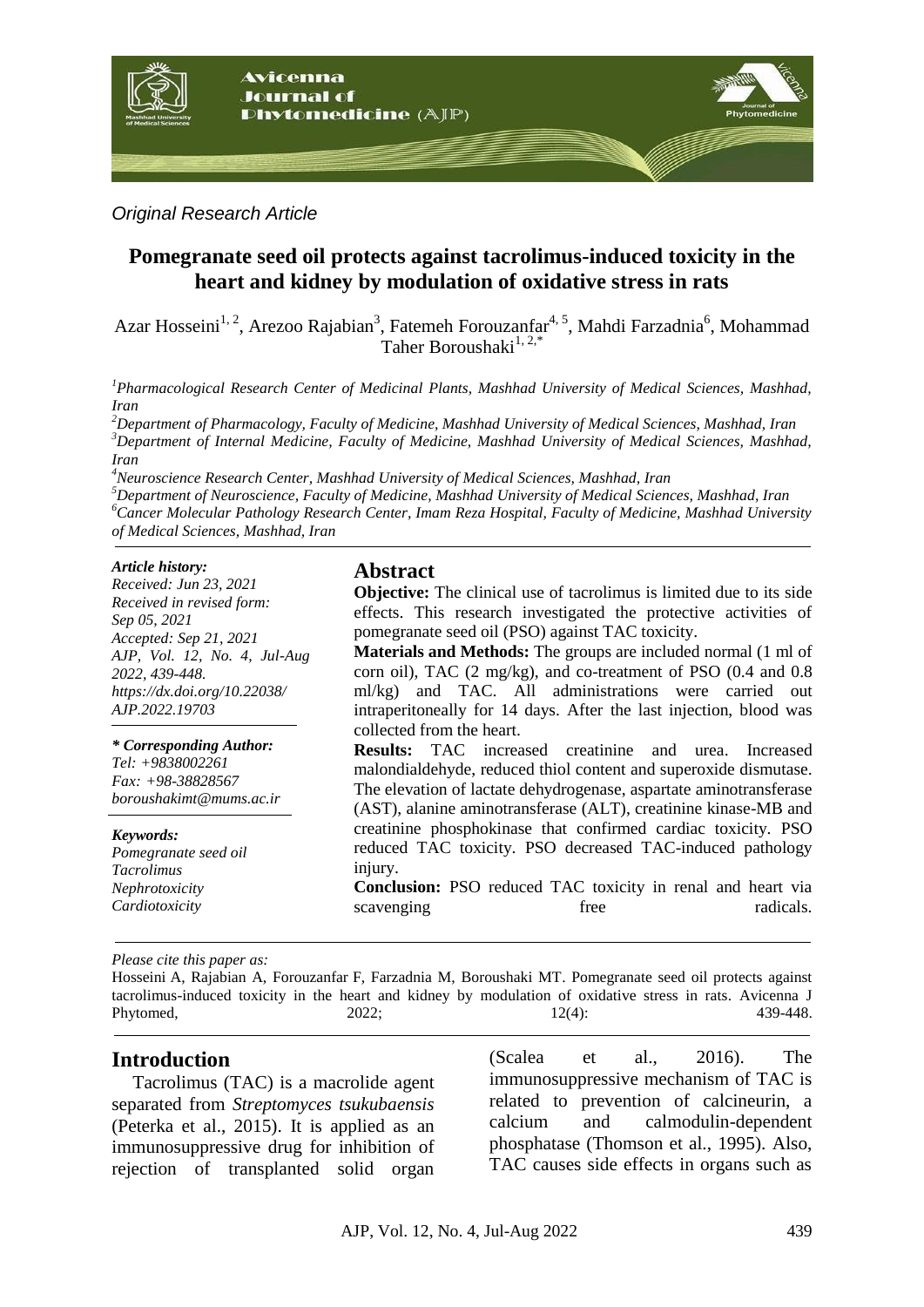*Original Research Article*

# Pomegranate seed oil protects against tacrolimus-induced toxicity in the heart and kidney by modulation of oxidative stress in rats

Azar Hosseini[1, 2], Arezoo Rajabian[3], Fatemeh Forouzanfar[4, 5], Mahdi Farzadnia[6], Mohammad Taher Boroushaki[1, 2,*]

[1]*Pharmacological Research Center of Medicinal Plants, Mashhad University of Medical Sciences, Mashhad, Iran*

[2]*Department of Pharmacology, Faculty of Medicine, Mashhad University of Medical Sciences, Mashhad, Iran*

[3]*Department of Internal Medicine, Faculty of Medicine, Mashhad University of Medical Sciences, Mashhad, Iran*

[4]*Neuroscience Research Center, Mashhad University of Medical Sciences, Mashhad, Iran*

[5]*Department of Neuroscience, Faculty of Medicine, Mashhad University of Medical Sciences, Mashhad, Iran*

[6]*Cancer Molecular Pathology Research Center, Imam Reza Hospital, Faculty of Medicine, Mashhad University of Medical Sciences, Mashhad, Iran*

***Article history:***
*Received: Jun 23, 2021*
*Received in revised form: Sep 05, 2021*
*Accepted: Sep 21, 2021*
*AJP, Vol. 12, No. 4, Jul-Aug 2022, 439-448.*
*https://dx.doi.org/10.22038/AJP.2022.19703*

***\* Corresponding Author:***
*Tel: +9838002261*
*Fax: +98-38828567*
*boroushakimt@mums.ac.ir*

***Keywords:***
*Pomegranate seed oil*
*Tacrolimus*
*Nephrotoxicity*
*Cardiotoxicity*

## Abstract

**Objective:** The clinical use of tacrolimus is limited due to its side effects. This research investigated the protective activities of pomegranate seed oil (PSO) against TAC toxicity.

**Materials and Methods:** The groups are included normal (1 ml of corn oil), TAC (2 mg/kg), and co-treatment of PSO (0.4 and 0.8 ml/kg) and TAC. All administrations were carried out intraperitoneally for 14 days. After the last injection, blood was collected from the heart.

**Results:** TAC increased creatinine and urea. Increased malondialdehyde, reduced thiol content and superoxide dismutase. The elevation of lactate dehydrogenase, aspartate aminotransferase (AST), alanine aminotransferase (ALT), creatinine kinase-MB and creatinine phosphokinase that confirmed cardiac toxicity. PSO reduced TAC toxicity. PSO decreased TAC-induced pathology injury.

**Conclusion:** PSO reduced TAC toxicity in renal and heart via scavenging free radicals.

*Please cite this paper as:*
Hosseini A, Rajabian A, Forouzanfar F, Farzadnia M, Boroushaki MT. Pomegranate seed oil protects against tacrolimus-induced toxicity in the heart and kidney by modulation of oxidative stress in rats. Avicenna J Phytomed, 2022; 12(4): 439-448.

## Introduction

Tacrolimus (TAC) is a macrolide agent separated from *Streptomyces tsukubaensis* (Peterka et al., 2015). It is applied as an immunosuppressive drug for inhibition of rejection of transplanted solid organ (Scalea et al., 2016). The immunosuppressive mechanism of TAC is related to prevention of calcineurin, a calcium and calmodulin-dependent phosphatase (Thomson et al., 1995). Also, TAC causes side effects in organs such as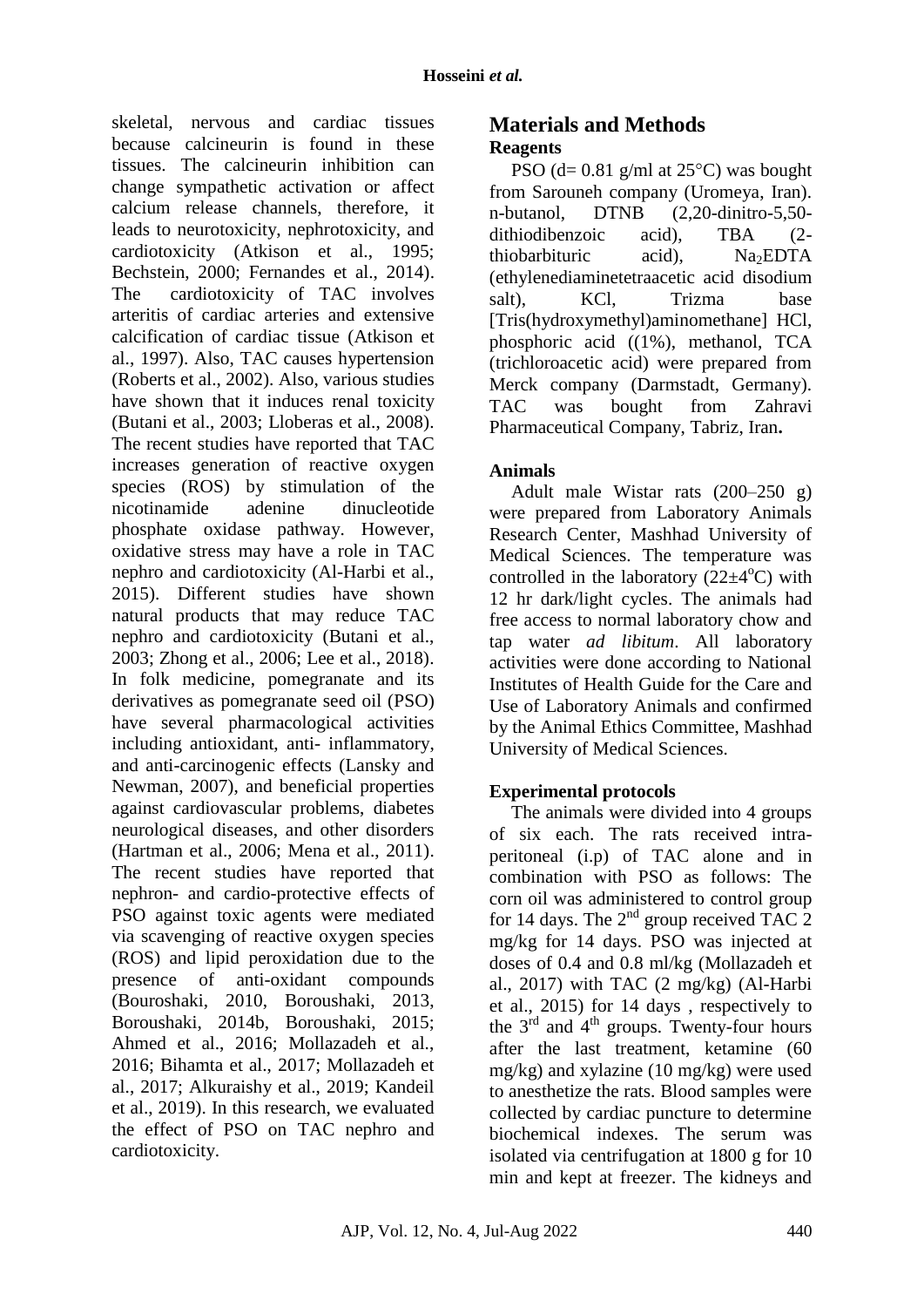skeletal, nervous and cardiac tissues because calcineurin is found in these tissues. The calcineurin inhibition can change sympathetic activation or affect calcium release channels, therefore, it leads to neurotoxicity, nephrotoxicity, and cardiotoxicity (Atkison et al., 1995; Bechstein, 2000; Fernandes et al., 2014). The cardiotoxicity of TAC involves arteritis of cardiac arteries and extensive calcification of cardiac tissue (Atkison et al., 1997). Also, TAC causes hypertension (Roberts et al., 2002). Also, various studies have shown that it induces renal toxicity (Butani et al., 2003; Lloberas et al., 2008). The recent studies have reported that TAC increases generation of reactive oxygen species (ROS) by stimulation of the nicotinamide adenine dinucleotide phosphate oxidase pathway. However, oxidative stress may have a role in TAC nephro and cardiotoxicity (Al-Harbi et al., 2015). Different studies have shown natural products that may reduce TAC nephro and cardiotoxicity (Butani et al., 2003; Zhong et al., 2006; Lee et al., 2018). In folk medicine, pomegranate and its derivatives as pomegranate seed oil (PSO) have several pharmacological activities including antioxidant, anti- inflammatory, and anti-carcinogenic effects (Lansky and Newman, 2007), and beneficial properties against cardiovascular problems, diabetes neurological diseases, and other disorders (Hartman et al., 2006; Mena et al., 2011). The recent studies have reported that nephron- and cardio-protective effects of PSO against toxic agents were mediated via scavenging of reactive oxygen species (ROS) and lipid peroxidation due to the presence of anti-oxidant compounds (Bouroshaki, 2010, Boroushaki, 2013, Boroushaki, 2014b, Boroushaki, 2015; Ahmed et al., 2016; Mollazadeh et al., 2016; Bihamta et al., 2017; Mollazadeh et al., 2017; Alkuraishy et al., 2019; Kandeil et al., 2019). In this research, we evaluated the effect of PSO on TAC nephro and cardiotoxicity.

## Materials and Methods

### Reagents

PSO (d= 0.81 g/ml at 25°C) was bought from Sarouneh company (Uromeya, Iran). n-butanol, DTNB (2,20-dinitro-5,50-dithiodibenzoic acid), TBA (2-thiobarbituric acid), $Na_2EDTA$ (ethylenediaminetetraacetic acid disodium salt), KCl, Trizma base [Tris(hydroxymethyl)aminomethane] HCl, phosphoric acid ((1%), methanol, TCA (trichloroacetic acid) were prepared from Merck company (Darmstadt, Germany). TAC was bought from Zahravi Pharmaceutical Company, Tabriz, Iran**.**

### Animals

Adult male Wistar rats (200–250 g) were prepared from Laboratory Animals Research Center, Mashhad University of Medical Sciences. The temperature was controlled in the laboratory (22±4°C) with 12 hr dark/light cycles. The animals had free access to normal laboratory chow and tap water *ad libitum*. All laboratory activities were done according to National Institutes of Health Guide for the Care and Use of Laboratory Animals and confirmed by the Animal Ethics Committee, Mashhad University of Medical Sciences.

### Experimental protocols

The animals were divided into 4 groups of six each. The rats received intra-peritoneal (i.p) of TAC alone and in combination with PSO as follows: The corn oil was administered to control group for 14 days. The 2nd group received TAC 2 mg/kg for 14 days. PSO was injected at doses of 0.4 and 0.8 ml/kg (Mollazadeh et al., 2017) with TAC (2 mg/kg) (Al-Harbi et al., 2015) for 14 days , respectively to the 3rd and 4th groups. Twenty-four hours after the last treatment, ketamine (60 mg/kg) and xylazine (10 mg/kg) were used to anesthetize the rats. Blood samples were collected by cardiac puncture to determine biochemical indexes. The serum was isolated via centrifugation at 1800 g for 10 min and kept at freezer. The kidneys and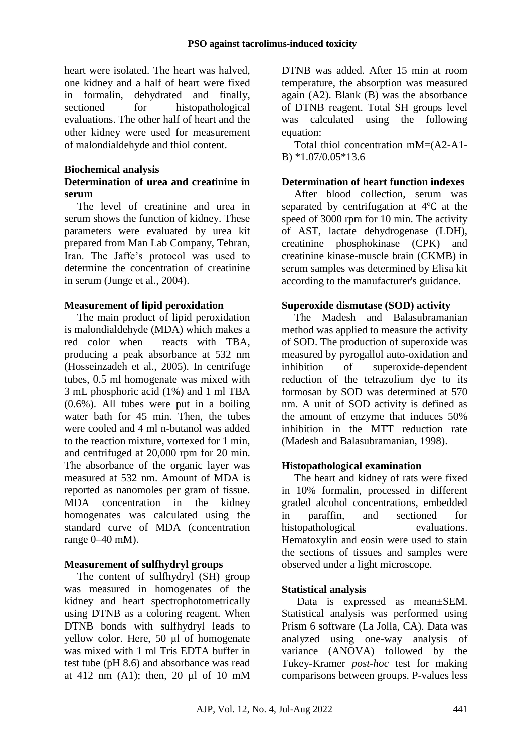heart were isolated. The heart was halved, one kidney and a half of heart were fixed in formalin, dehydrated and finally, sectioned for histopathological evaluations. The other half of heart and the other kidney were used for measurement of malondialdehyde and thiol content.

## Biochemical analysis

### Determination of urea and creatinine in serum

The level of creatinine and urea in serum shows the function of kidney. These parameters were evaluated by urea kit prepared from Man Lab Company, Tehran, Iran. The Jaffe's protocol was used to determine the concentration of creatinine in serum (Junge et al., 2004).

### Measurement of lipid peroxidation

The main product of lipid peroxidation is malondialdehyde (MDA) which makes a red color when reacts with TBA, producing a peak absorbance at 532 nm (Hosseinzadeh et al., 2005). In centrifuge tubes, 0.5 ml homogenate was mixed with 3 mL phosphoric acid (1%) and 1 ml TBA (0.6%). All tubes were put in a boiling water bath for 45 min. Then, the tubes were cooled and 4 ml n-butanol was added to the reaction mixture, vortexed for 1 min, and centrifuged at 20,000 rpm for 20 min. The absorbance of the organic layer was measured at 532 nm. Amount of MDA is reported as nanomoles per gram of tissue. MDA concentration in the kidney homogenates was calculated using the standard curve of MDA (concentration range 0–40 mM).

### Measurement of sulfhydryl groups

The content of sulfhydryl (SH) group was measured in homogenates of the kidney and heart spectrophotometrically using DTNB as a coloring reagent. When DTNB bonds with sulfhydryl leads to yellow color. Here, 50 μl of homogenate was mixed with 1 ml Tris EDTA buffer in test tube (pH 8.6) and absorbance was read at 412 nm (A1); then, 20 µl of 10 mM DTNB was added. After 15 min at room temperature, the absorption was measured again (A2). Blank (B) was the absorbance of DTNB reagent. Total SH groups level was calculated using the following equation:

Total thiol concentration mM=(A2-A1-B) *1.07/0.05*13.6

### Determination of heart function indexes

After blood collection, serum was separated by centrifugation at 4℃ at the speed of 3000 rpm for 10 min. The activity of AST, lactate dehydrogenase (LDH), creatinine phosphokinase (CPK) and creatinine kinase-muscle brain (CKMB) in serum samples was determined by Elisa kit according to the manufacturer's guidance.

### Superoxide dismutase (SOD) activity

The Madesh and Balasubramanian method was applied to measure the activity of SOD. The production of superoxide was measured by pyrogallol auto-oxidation and inhibition of superoxide-dependent reduction of the tetrazolium dye to its formosan by SOD was determined at 570 nm. A unit of SOD activity is defined as the amount of enzyme that induces 50% inhibition in the MTT reduction rate (Madesh and Balasubramanian, 1998).

### Histopathological examination

The heart and kidney of rats were fixed in 10% formalin, processed in different graded alcohol concentrations, embedded in paraffin, and sectioned for histopathological evaluations. Hematoxylin and eosin were used to stain the sections of tissues and samples were observed under a light microscope.

### Statistical analysis

Data is expressed as mean±SEM. Statistical analysis was performed using Prism 6 software (La Jolla, CA). Data was analyzed using one-way analysis of variance (ANOVA) followed by the Tukey-Kramer *post-hoc* test for making comparisons between groups. P-values less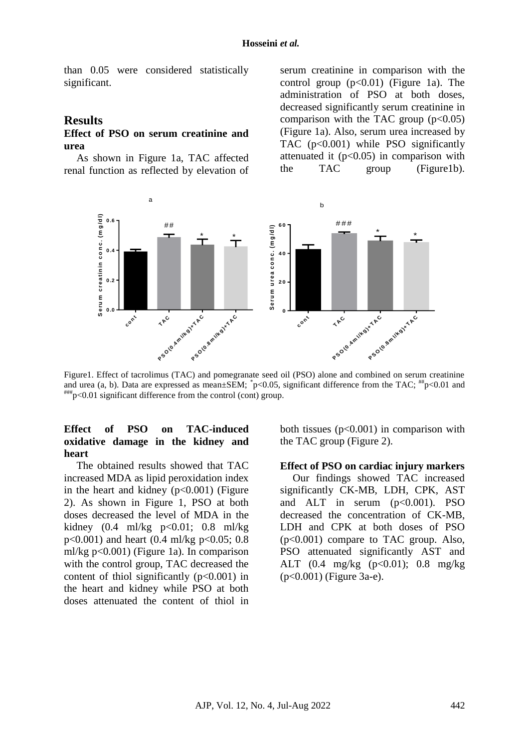than 0.05 were considered statistically significant.

## Results

### Effect of PSO on serum creatinine and urea

As shown in Figure 1a, TAC affected renal function as reflected by elevation of serum creatinine in comparison with the control group ($p<0.01$) (Figure 1a). The administration of PSO at both doses, decreased significantly serum creatinine in comparison with the TAC group ($p<0.05$) (Figure 1a). Also, serum urea increased by TAC ($p<0.001$) while PSO significantly attenuated it ($p<0.05$) in comparison with the TAC group (Figure1b).

Figure1. Effect of tacrolimus (TAC) and pomegranate seed oil (PSO) alone and combined on serum creatinine and urea (a, b). Data are expressed as mean±SEM; $^{*}p<0.05$, significant difference from the TAC; $^{\#\#}p<0.01$ and $^{\#\#\#}p<0.01$ significant difference from the control (cont) group.

### Effect of PSO on TAC-induced oxidative damage in the kidney and heart

The obtained results showed that TAC increased MDA as lipid peroxidation index in the heart and kidney ($p<0.001$) (Figure 2). As shown in Figure 1, PSO at both doses decreased the level of MDA in the kidney (0.4 ml/kg $p<0.01$; 0.8 ml/kg $p<0.001$) and heart (0.4 ml/kg $p<0.05$; 0.8 ml/kg $p<0.001$) (Figure 1a). In comparison with the control group, TAC decreased the content of thiol significantly ($p<0.001$) in the heart and kidney while PSO at both doses attenuated the content of thiol in both tissues ($p<0.001$) in comparison with the TAC group (Figure 2).

### Effect of PSO on cardiac injury markers

Our findings showed TAC increased significantly CK-MB, LDH, CPK, AST and ALT in serum ($p<0.001$). PSO decreased the concentration of CK-MB, LDH and CPK at both doses of PSO ($p<0.001$) compare to TAC group. Also, PSO attenuated significantly AST and ALT (0.4 mg/kg ($p<0.01$); 0.8 mg/kg ($p<0.001$) (Figure 3a-e).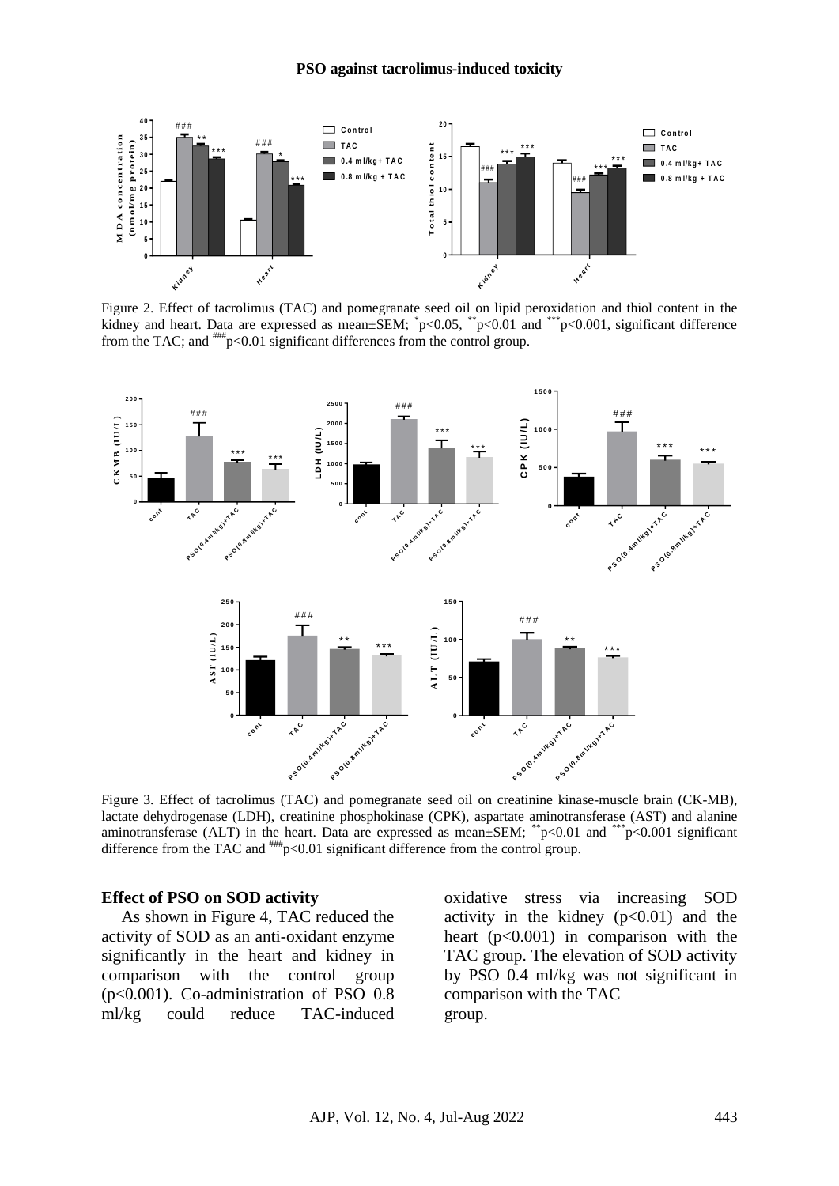Figure 2. Effect of tacrolimus (TAC) and pomegranate seed oil on lipid peroxidation and thiol content in the kidney and heart. Data are expressed as mean±SEM; $^{*}p<0.05$, $^{**}p<0.01$ and $^{***}p<0.001$, significant difference from the TAC; and $^{###}p<0.01$ significant differences from the control group.

Figure 3. Effect of tacrolimus (TAC) and pomegranate seed oil on creatinine kinase-muscle brain (CK-MB), lactate dehydrogenase (LDH), creatinine phosphokinase (CPK), aspartate aminotransferase (AST) and alanine aminotransferase (ALT) in the heart. Data are expressed as mean±SEM; $^{**}p<0.01$ and $^{***}p<0.001$ significant difference from the TAC and $^{###}p<0.01$ significant difference from the control group.

**Effect of PSO on SOD activity**

As shown in Figure 4, TAC reduced the activity of SOD as an anti-oxidant enzyme significantly in the heart and kidney in comparison with the control group ($p<0.001$). Co-administration of PSO 0.8 ml/kg could reduce TAC-induced oxidative stress via increasing SOD activity in the kidney ($p<0.01$) and the heart ($p<0.001$) in comparison with the TAC group. The elevation of SOD activity by PSO 0.4 ml/kg was not significant in comparison with the TAC group.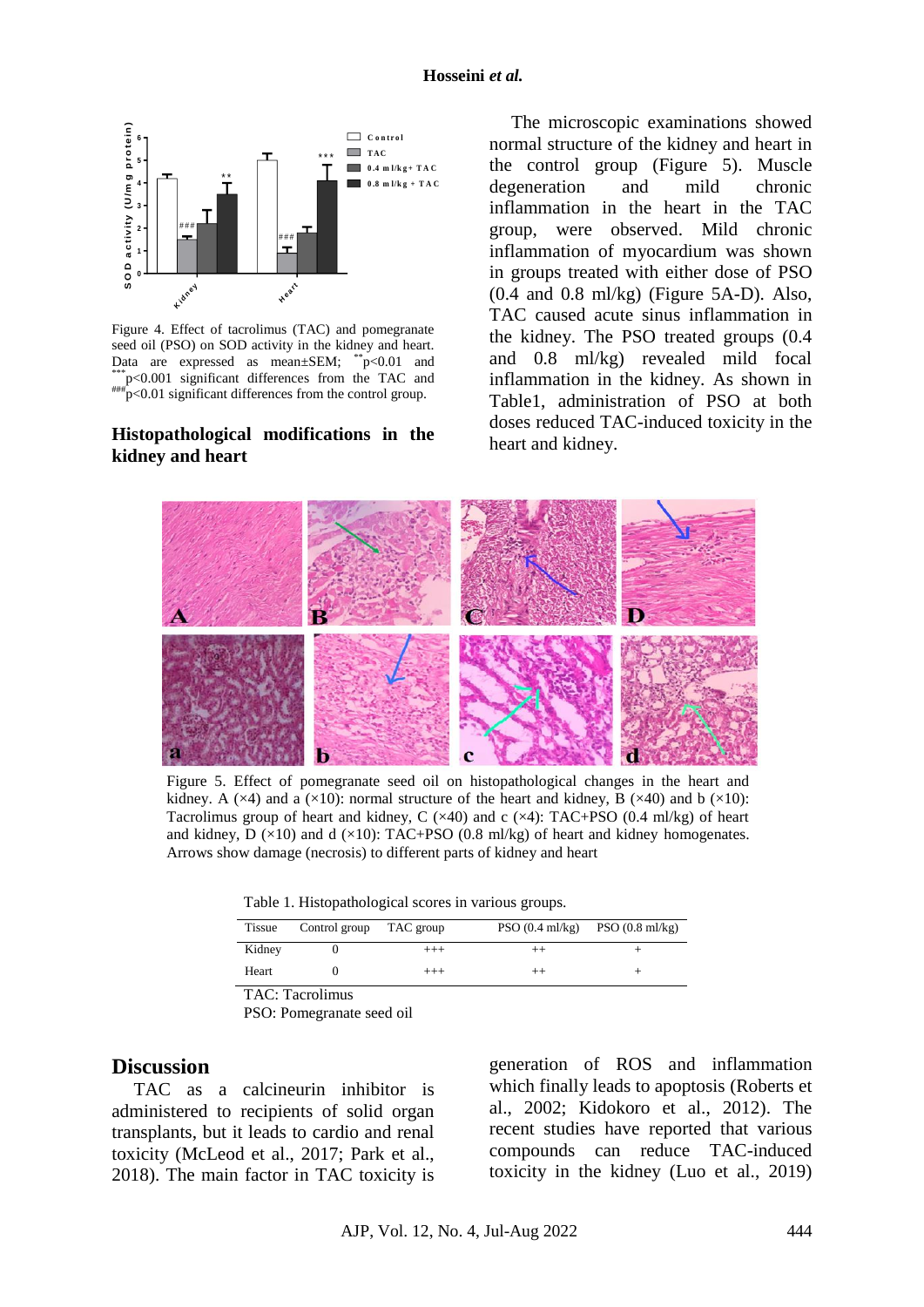Figure 4. Effect of tacrolimus (TAC) and pomegranate seed oil (PSO) on SOD activity in the kidney and heart. Data are expressed as mean±SEM; ** p<0.01 and *** p<0.001 significant differences from the TAC and ### p<0.01 significant differences from the control group.

### Histopathological modifications in the kidney and heart

The microscopic examinations showed normal structure of the kidney and heart in the control group (Figure 5). Muscle degeneration and mild chronic inflammation in the heart in the TAC group, were observed. Mild chronic inflammation of myocardium was shown in groups treated with either dose of PSO (0.4 and 0.8 ml/kg) (Figure 5A-D). Also, TAC caused acute sinus inflammation in the kidney. The PSO treated groups (0.4 and 0.8 ml/kg) revealed mild focal inflammation in the kidney. As shown in Table1, administration of PSO at both doses reduced TAC-induced toxicity in the heart and kidney.

Figure 5. Effect of pomegranate seed oil on histopathological changes in the heart and kidney. A (×4) and a (×10): normal structure of the heart and kidney, B (×40) and b (×10): Tacrolimus group of heart and kidney, C (×40) and c (×4): TAC+PSO (0.4 ml/kg) of heart and kidney, D (×10) and d (×10): TAC+PSO (0.8 ml/kg) of heart and kidney homogenates. Arrows show damage (necrosis) to different parts of kidney and heart

Table 1. Histopathological scores in various groups.

| Tissue | Control group | TAC group | PSO (0.4 ml/kg) | PSO (0.8 ml/kg) |
|---|---|---|---|---|
| Kidney | 0 | +++ | ++ | + |
| Heart | 0 | +++ | ++ | + |

TAC: Tacrolimus
PSO: Pomegranate seed oil

## Discussion

TAC as a calcineurin inhibitor is administered to recipients of solid organ transplants, but it leads to cardio and renal toxicity (McLeod et al., 2017; Park et al., 2018). The main factor in TAC toxicity is generation of ROS and inflammation which finally leads to apoptosis (Roberts et al., 2002; Kidokoro et al., 2012). The recent studies have reported that various compounds can reduce TAC-induced toxicity in the kidney (Luo et al., 2019)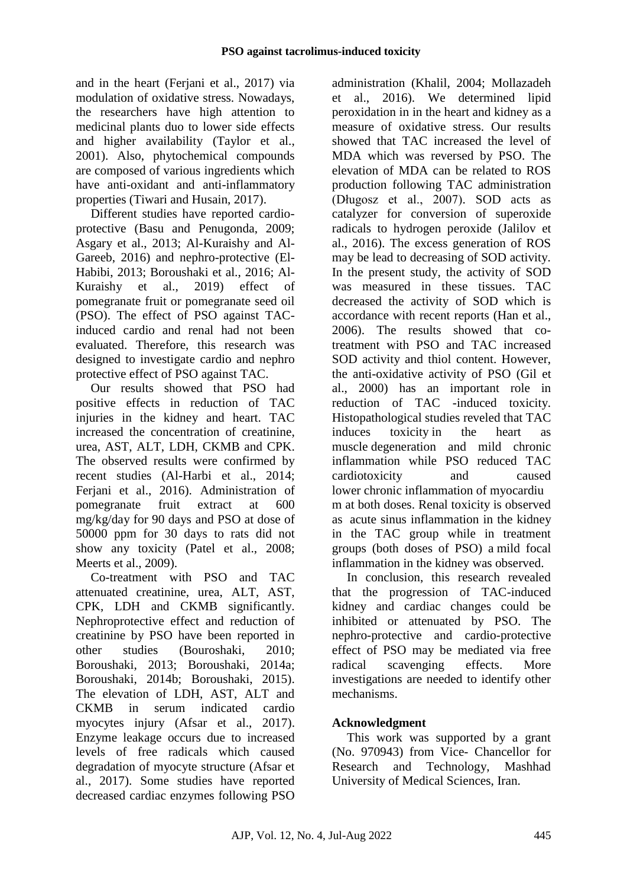and in the heart (Ferjani et al., 2017) via modulation of oxidative stress. Nowadays, the researchers have high attention to medicinal plants duo to lower side effects and higher availability (Taylor et al., 2001). Also, phytochemical compounds are composed of various ingredients which have anti-oxidant and anti-inflammatory properties (Tiwari and Husain, 2017).

Different studies have reported cardio-protective (Basu and Penugonda, 2009; Asgary et al., 2013; Al-Kuraishy and Al-Gareeb, 2016) and nephro-protective (El-Habibi, 2013; Boroushaki et al., 2016; Al-Kuraishy et al., 2019) effect of pomegranate fruit or pomegranate seed oil (PSO). The effect of PSO against TAC-induced cardio and renal had not been evaluated. Therefore, this research was designed to investigate cardio and nephro protective effect of PSO against TAC.

Our results showed that PSO had positive effects in reduction of TAC injuries in the kidney and heart. TAC increased the concentration of creatinine, urea, AST, ALT, LDH, CKMB and CPK. The observed results were confirmed by recent studies (Al-Harbi et al., 2014; Ferjani et al., 2016). Administration of pomegranate fruit extract at 600 mg/kg/day for 90 days and PSO at dose of 50000 ppm for 30 days to rats did not show any toxicity (Patel et al., 2008; Meerts et al., 2009).

Co-treatment with PSO and TAC attenuated creatinine, urea, ALT, AST, CPK, LDH and CKMB significantly. Nephroprotective effect and reduction of creatinine by PSO have been reported in other studies (Bouroshaki, 2010; Boroushaki, 2013; Boroushaki, 2014a; Boroushaki, 2014b; Boroushaki, 2015). The elevation of LDH, AST, ALT and CKMB in serum indicated cardio myocytes injury (Afsar et al., 2017). Enzyme leakage occurs due to increased levels of free radicals which caused degradation of myocyte structure (Afsar et al., 2017). Some studies have reported decreased cardiac enzymes following PSO administration (Khalil, 2004; Mollazadeh et al., 2016). We determined lipid peroxidation in in the heart and kidney as a measure of oxidative stress. Our results showed that TAC increased the level of MDA which was reversed by PSO. The elevation of MDA can be related to ROS production following TAC administration (Długosz et al., 2007). SOD acts as catalyzer for conversion of superoxide radicals to hydrogen peroxide (Jalilov et al., 2016). The excess generation of ROS may be lead to decreasing of SOD activity. In the present study, the activity of SOD was measured in these tissues. TAC decreased the activity of SOD which is accordance with recent reports (Han et al., 2006). The results showed that co-treatment with PSO and TAC increased SOD activity and thiol content. However, the anti-oxidative activity of PSO (Gil et al., 2000) has an important role in reduction of TAC -induced toxicity. Histopathological studies reveled that TAC induces toxicity in the heart as muscle degeneration and mild chronic inflammation while PSO reduced TAC cardiotoxicity and caused lower chronic inflammation of myocardium at both doses. Renal toxicity is observed as acute sinus inflammation in the kidney in the TAC group while in treatment groups (both doses of PSO) a mild focal inflammation in the kidney was observed.

In conclusion, this research revealed that the progression of TAC-induced kidney and cardiac changes could be inhibited or attenuated by PSO. The nephro-protective and cardio-protective effect of PSO may be mediated via free radical scavenging effects. More investigations are needed to identify other mechanisms.

## Acknowledgment

This work was supported by a grant (No. 970943) from Vice- Chancellor for Research and Technology, Mashhad University of Medical Sciences, Iran.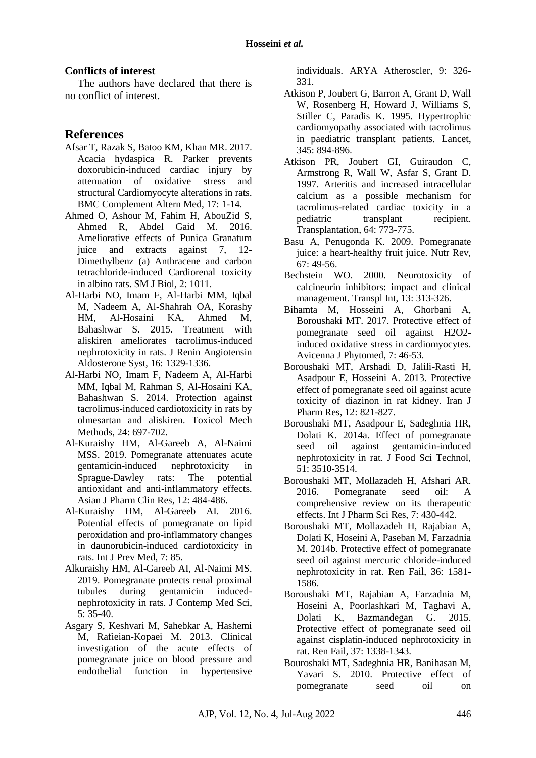## Conflicts of interest

The authors have declared that there is no conflict of interest.

## References

Afsar T, Razak S, Batoo KM, Khan MR. 2017. Acacia hydaspica R. Parker prevents doxorubicin-induced cardiac injury by attenuation of oxidative stress and structural Cardiomyocyte alterations in rats. BMC Complement Altern Med, 17: 1-14.

Ahmed O, Ashour M, Fahim H, AbouZid S, Ahmed R, Abdel Gaid M. 2016. Ameliorative effects of Punica Granatum juice and extracts against 7, 12-Dimethylbenz (a) Anthracene and carbon tetrachloride-induced Cardiorenal toxicity in albino rats. SM J Biol, 2: 1011.

Al-Harbi NO, Imam F, Al-Harbi MM, Iqbal M, Nadeem A, Al-Shahrah OA, Korashy HM, Al-Hosaini KA, Ahmed M, Bahashwar S. 2015. Treatment with aliskiren ameliorates tacrolimus-induced nephrotoxicity in rats. J Renin Angiotensin Aldosterone Syst, 16: 1329-1336.

Al-Harbi NO, Imam F, Nadeem A, Al-Harbi MM, Iqbal M, Rahman S, Al-Hosaini KA, Bahashwan S. 2014. Protection against tacrolimus-induced cardiotoxicity in rats by olmesartan and aliskiren. Toxicol Mech Methods, 24: 697-702.

Al-Kuraishy HM, Al-Gareeb A, Al-Naimi MSS. 2019. Pomegranate attenuates acute gentamicin-induced nephrotoxicity in Sprague-Dawley rats: The potential antioxidant and anti-inflammatory effects. Asian J Pharm Clin Res, 12: 484-486.

Al-Kuraishy HM, Al-Gareeb AI. 2016. Potential effects of pomegranate on lipid peroxidation and pro-inflammatory changes in daunorubicin-induced cardiotoxicity in rats. Int J Prev Med, 7: 85.

Alkuraishy HM, Al-Gareeb AI, Al-Naimi MS. 2019. Pomegranate protects renal proximal tubules during gentamicin induced-nephrotoxicity in rats. J Contemp Med Sci, 5: 35-40.

Asgary S, Keshvari M, Sahebkar A, Hashemi M, Rafieian-Kopaei M. 2013. Clinical investigation of the acute effects of pomegranate juice on blood pressure and endothelial function in hypertensive individuals. ARYA Atheroscler, 9: 326-331.

Atkison P, Joubert G, Barron A, Grant D, Wall W, Rosenberg H, Howard J, Williams S, Stiller C, Paradis K. 1995. Hypertrophic cardiomyopathy associated with tacrolimus in paediatric transplant patients. Lancet, 345: 894-896.

Atkison PR, Joubert GI, Guiraudon C, Armstrong R, Wall W, Asfar S, Grant D. 1997. Arteritis and increased intracellular calcium as a possible mechanism for tacrolimus-related cardiac toxicity in a pediatric transplant recipient. Transplantation, 64: 773-775.

Basu A, Penugonda K. 2009. Pomegranate juice: a heart-healthy fruit juice. Nutr Rev, 67: 49-56.

Bechstein WO. 2000. Neurotoxicity of calcineurin inhibitors: impact and clinical management. Transpl Int, 13: 313-326.

Bihamta M, Hosseini A, Ghorbani A, Boroushaki MT. 2017. Protective effect of pomegranate seed oil against H2O2-induced oxidative stress in cardiomyocytes. Avicenna J Phytomed, 7: 46-53.

Boroushaki MT, Arshadi D, Jalili-Rasti H, Asadpour E, Hosseini A. 2013. Protective effect of pomegranate seed oil against acute toxicity of diazinon in rat kidney. Iran J Pharm Res, 12: 821-827.

Boroushaki MT, Asadpour E, Sadeghnia HR, Dolati K. 2014a. Effect of pomegranate seed oil against gentamicin-induced nephrotoxicity in rat. J Food Sci Technol, 51: 3510-3514.

Boroushaki MT, Mollazadeh H, Afshari AR. 2016. Pomegranate seed oil: A comprehensive review on its therapeutic effects. Int J Pharm Sci Res, 7: 430-442.

Boroushaki MT, Mollazadeh H, Rajabian A, Dolati K, Hoseini A, Paseban M, Farzadnia M. 2014b. Protective effect of pomegranate seed oil against mercuric chloride-induced nephrotoxicity in rat. Ren Fail, 36: 1581-1586.

Boroushaki MT, Rajabian A, Farzadnia M, Hoseini A, Poorlashkari M, Taghavi A, Dolati K, Bazmandegan G. 2015. Protective effect of pomegranate seed oil against cisplatin-induced nephrotoxicity in rat. Ren Fail, 37: 1338-1343.

Bouroshaki MT, Sadeghnia HR, Banihasan M, Yavari S. 2010. Protective effect of pomegranate seed oil on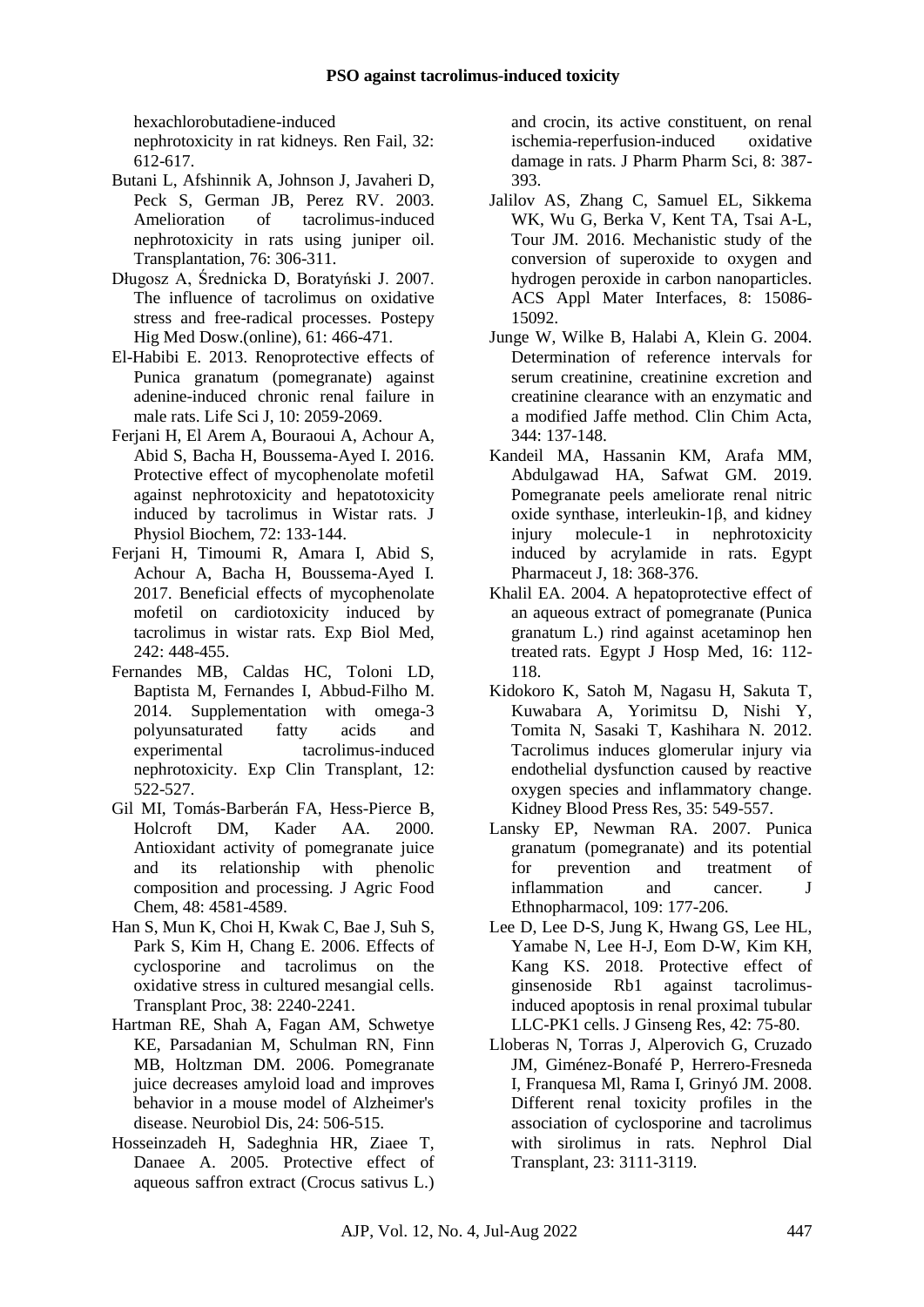hexachlorobutadiene-induced nephrotoxicity in rat kidneys. Ren Fail, 32: 612-617.

Butani L, Afshinnik A, Johnson J, Javaheri D, Peck S, German JB, Perez RV. 2003. Amelioration of tacrolimus-induced nephrotoxicity in rats using juniper oil. Transplantation, 76: 306-311.

Długosz A, Średnicka D, Boratyński J. 2007. The influence of tacrolimus on oxidative stress and free-radical processes. Postepy Hig Med Dosw.(online), 61: 466-471.

El-Habibi E. 2013. Renoprotective effects of Punica granatum (pomegranate) against adenine-induced chronic renal failure in male rats. Life Sci J, 10: 2059-2069.

Ferjani H, El Arem A, Bouraoui A, Achour A, Abid S, Bacha H, Boussema-Ayed I. 2016. Protective effect of mycophenolate mofetil against nephrotoxicity and hepatotoxicity induced by tacrolimus in Wistar rats. J Physiol Biochem, 72: 133-144.

Ferjani H, Timoumi R, Amara I, Abid S, Achour A, Bacha H, Boussema-Ayed I. 2017. Beneficial effects of mycophenolate mofetil on cardiotoxicity induced by tacrolimus in wistar rats. Exp Biol Med, 242: 448-455.

Fernandes MB, Caldas HC, Toloni LD, Baptista M, Fernandes I, Abbud-Filho M. 2014. Supplementation with omega-3 polyunsaturated fatty acids and experimental tacrolimus-induced nephrotoxicity. Exp Clin Transplant, 12: 522-527.

Gil MI, Tomás-Barberán FA, Hess-Pierce B, Holcroft DM, Kader AA. 2000. Antioxidant activity of pomegranate juice and its relationship with phenolic composition and processing. J Agric Food Chem, 48: 4581-4589.

Han S, Mun K, Choi H, Kwak C, Bae J, Suh S, Park S, Kim H, Chang E. 2006. Effects of cyclosporine and tacrolimus on the oxidative stress in cultured mesangial cells. Transplant Proc, 38: 2240-2241.

Hartman RE, Shah A, Fagan AM, Schwetye KE, Parsadanian M, Schulman RN, Finn MB, Holtzman DM. 2006. Pomegranate juice decreases amyloid load and improves behavior in a mouse model of Alzheimer's disease. Neurobiol Dis, 24: 506-515.

Hosseinzadeh H, Sadeghnia HR, Ziaee T, Danaee A. 2005. Protective effect of aqueous saffron extract (Crocus sativus L.) and crocin, its active constituent, on renal ischemia-reperfusion-induced oxidative damage in rats. J Pharm Pharm Sci, 8: 387-393.

Jalilov AS, Zhang C, Samuel EL, Sikkema WK, Wu G, Berka V, Kent TA, Tsai A-L, Tour JM. 2016. Mechanistic study of the conversion of superoxide to oxygen and hydrogen peroxide in carbon nanoparticles. ACS Appl Mater Interfaces, 8: 15086-15092.

Junge W, Wilke B, Halabi A, Klein G. 2004. Determination of reference intervals for serum creatinine, creatinine excretion and creatinine clearance with an enzymatic and a modified Jaffe method. Clin Chim Acta, 344: 137-148.

Kandeil MA, Hassanin KM, Arafa MM, Abdulgawad HA, Safwat GM. 2019. Pomegranate peels ameliorate renal nitric oxide synthase, interleukin-1β, and kidney injury molecule-1 in nephrotoxicity induced by acrylamide in rats. Egypt Pharmaceut J, 18: 368-376.

Khalil EA. 2004. A hepatoprotective effect of an aqueous extract of pomegranate (Punica granatum L.) rind against acetaminop hen treated rats. Egypt J Hosp Med, 16: 112-118.

Kidokoro K, Satoh M, Nagasu H, Sakuta T, Kuwabara A, Yorimitsu D, Nishi Y, Tomita N, Sasaki T, Kashihara N. 2012. Tacrolimus induces glomerular injury via endothelial dysfunction caused by reactive oxygen species and inflammatory change. Kidney Blood Press Res, 35: 549-557.

Lansky EP, Newman RA. 2007. Punica granatum (pomegranate) and its potential for prevention and treatment of inflammation and cancer. J Ethnopharmacol, 109: 177-206.

Lee D, Lee D-S, Jung K, Hwang GS, Lee HL, Yamabe N, Lee H-J, Eom D-W, Kim KH, Kang KS. 2018. Protective effect of ginsenoside Rb1 against tacrolimus-induced apoptosis in renal proximal tubular LLC-PK1 cells. J Ginseng Res, 42: 75-80.

Lloberas N, Torras J, Alperovich G, Cruzado JM, Giménez-Bonafé P, Herrero-Fresneda I, Franquesa Ml, Rama I, Grinyó JM. 2008. Different renal toxicity profiles in the association of cyclosporine and tacrolimus with sirolimus in rats. Nephrol Dial Transplant, 23: 3111-3119.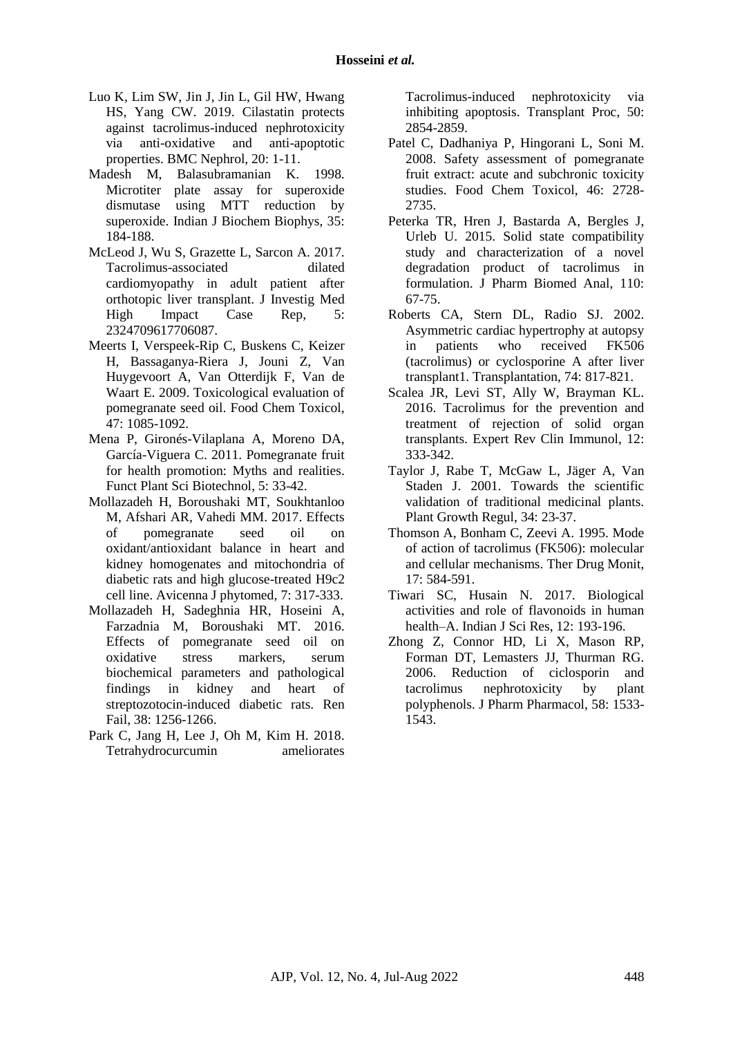Luo K, Lim SW, Jin J, Jin L, Gil HW, Hwang HS, Yang CW. 2019. Cilastatin protects against tacrolimus-induced nephrotoxicity via anti-oxidative and anti-apoptotic properties. BMC Nephrol, 20: 1-11.

Madesh M, Balasubramanian K. 1998. Microtiter plate assay for superoxide dismutase using MTT reduction by superoxide. Indian J Biochem Biophys, 35: 184-188.

McLeod J, Wu S, Grazette L, Sarcon A. 2017. Tacrolimus-associated dilated cardiomyopathy in adult patient after orthotopic liver transplant. J Investig Med High Impact Case Rep, 5: 2324709617706087.

Meerts I, Verspeek-Rip C, Buskens C, Keizer H, Bassaganya-Riera J, Jouni Z, Van Huygevoort A, Van Otterdijk F, Van de Waart E. 2009. Toxicological evaluation of pomegranate seed oil. Food Chem Toxicol, 47: 1085-1092.

Mena P, Gironés-Vilaplana A, Moreno DA, García-Viguera C. 2011. Pomegranate fruit for health promotion: Myths and realities. Funct Plant Sci Biotechnol, 5: 33-42.

Mollazadeh H, Boroushaki MT, Soukhtanloo M, Afshari AR, Vahedi MM. 2017. Effects of pomegranate seed oil on oxidant/antioxidant balance in heart and kidney homogenates and mitochondria of diabetic rats and high glucose-treated H9c2 cell line. Avicenna J phytomed, 7: 317-333.

Mollazadeh H, Sadeghnia HR, Hoseini A, Farzadnia M, Boroushaki MT. 2016. Effects of pomegranate seed oil on oxidative stress markers, serum biochemical parameters and pathological findings in kidney and heart of streptozotocin-induced diabetic rats. Ren Fail, 38: 1256-1266.

Park C, Jang H, Lee J, Oh M, Kim H. 2018. Tetrahydrocurcumin ameliorates Tacrolimus-induced nephrotoxicity via inhibiting apoptosis. Transplant Proc, 50: 2854-2859.

Patel C, Dadhaniya P, Hingorani L, Soni M. 2008. Safety assessment of pomegranate fruit extract: acute and subchronic toxicity studies. Food Chem Toxicol, 46: 2728-2735.

Peterka TR, Hren J, Bastarda A, Bergles J, Urleb U. 2015. Solid state compatibility study and characterization of a novel degradation product of tacrolimus in formulation. J Pharm Biomed Anal, 110: 67-75.

Roberts CA, Stern DL, Radio SJ. 2002. Asymmetric cardiac hypertrophy at autopsy in patients who received FK506 (tacrolimus) or cyclosporine A after liver transplant1. Transplantation, 74: 817-821.

Scalea JR, Levi ST, Ally W, Brayman KL. 2016. Tacrolimus for the prevention and treatment of rejection of solid organ transplants. Expert Rev Clin Immunol, 12: 333-342.

Taylor J, Rabe T, McGaw L, Jäger A, Van Staden J. 2001. Towards the scientific validation of traditional medicinal plants. Plant Growth Regul, 34: 23-37.

Thomson A, Bonham C, Zeevi A. 1995. Mode of action of tacrolimus (FK506): molecular and cellular mechanisms. Ther Drug Monit, 17: 584-591.

Tiwari SC, Husain N. 2017. Biological activities and role of flavonoids in human health–A. Indian J Sci Res, 12: 193-196.

Zhong Z, Connor HD, Li X, Mason RP, Forman DT, Lemasters JJ, Thurman RG. 2006. Reduction of ciclosporin and tacrolimus nephrotoxicity by plant polyphenols. J Pharm Pharmacol, 58: 1533-1543.